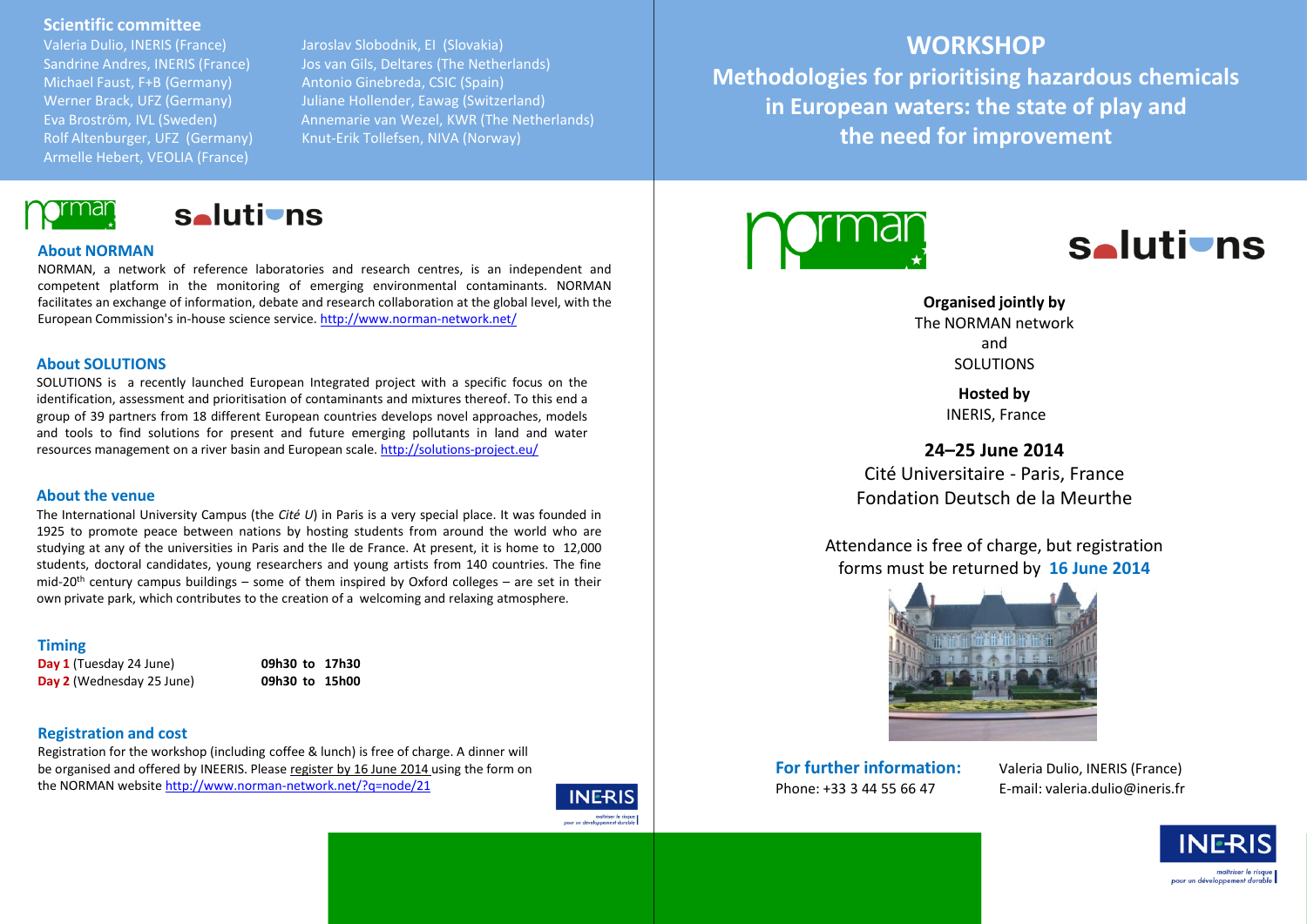## Scientific committee

Valeria Dulio, INERIS (France)
Sandrine Andres, INERIS (France)
Michael Faust, F+B (Germany)
Werner Brack, UFZ (Germany)
Eva Broström, IVL (Sweden)
Rolf Altenburger, UFZ (Germany)
Armelle Hebert, VEOLIA (France)
Jaroslav Slobodnik, EI (Slovakia)
Jos van Gils, Deltares (The Netherlands)
Antonio Ginebreda, CSIC (Spain)
Juliane Hollender, Eawag (Switzerland)
Annemarie van Wezel, KWR (The Netherlands)
Knut-Erik Tollefsen, NIVA (Norway)

### About NORMAN

NORMAN, a network of reference laboratories and research centres, is an independent and competent platform in the monitoring of emerging environmental contaminants. NORMAN facilitates an exchange of information, debate and research collaboration at the global level, with the European Commission's in-house science service. http://www.norman-network.net/

### About SOLUTIONS

SOLUTIONS is a recently launched European Integrated project with a specific focus on the identification, assessment and prioritisation of contaminants and mixtures thereof. To this end a group of 39 partners from 18 different European countries develops novel approaches, models and tools to find solutions for present and future emerging pollutants in land and water resources management on a river basin and European scale. http://solutions-project.eu/

### About the venue

The International University Campus (the *Cité U*) in Paris is a very special place. It was founded in 1925 to promote peace between nations by hosting students from around the world who are studying at any of the universities in Paris and the Ile de France. At present, it is home to 12,000 students, doctoral candidates, young researchers and young artists from 140 countries. The fine mid-20th century campus buildings – some of them inspired by Oxford colleges – are set in their own private park, which contributes to the creation of a welcoming and relaxing atmosphere.

### Timing

| | |
|---|---|
| **Day 1** (Tuesday 24 June) | **09h30 to 17h30** |
| **Day 2** (Wednesday 25 June) | **09h30 to 15h00** |

### Registration and cost

Registration for the workshop (including coffee & lunch) is free of charge. A dinner will be organised and offered by INEERIS. Please register by 16 June 2014 using the form on the NORMAN website http://www.norman-network.net/?q=node/21

# WORKSHOP

# Methodologies for prioritising hazardous chemicals in European waters: the state of play and the need for improvement

**Organised jointly by**
The NORMAN network
and
SOLUTIONS

**Hosted by**
INERIS, France

**24–25 June 2014**
Cité Universitaire - Paris, France
Fondation Deutsch de la Meurthe

Attendance is free of charge, but registration forms must be returned by **16 June 2014**

**For further information:**
Valeria Dulio, INERIS (France)
Phone: +33 3 44 55 66 47
E-mail: valeria.dulio@ineris.fr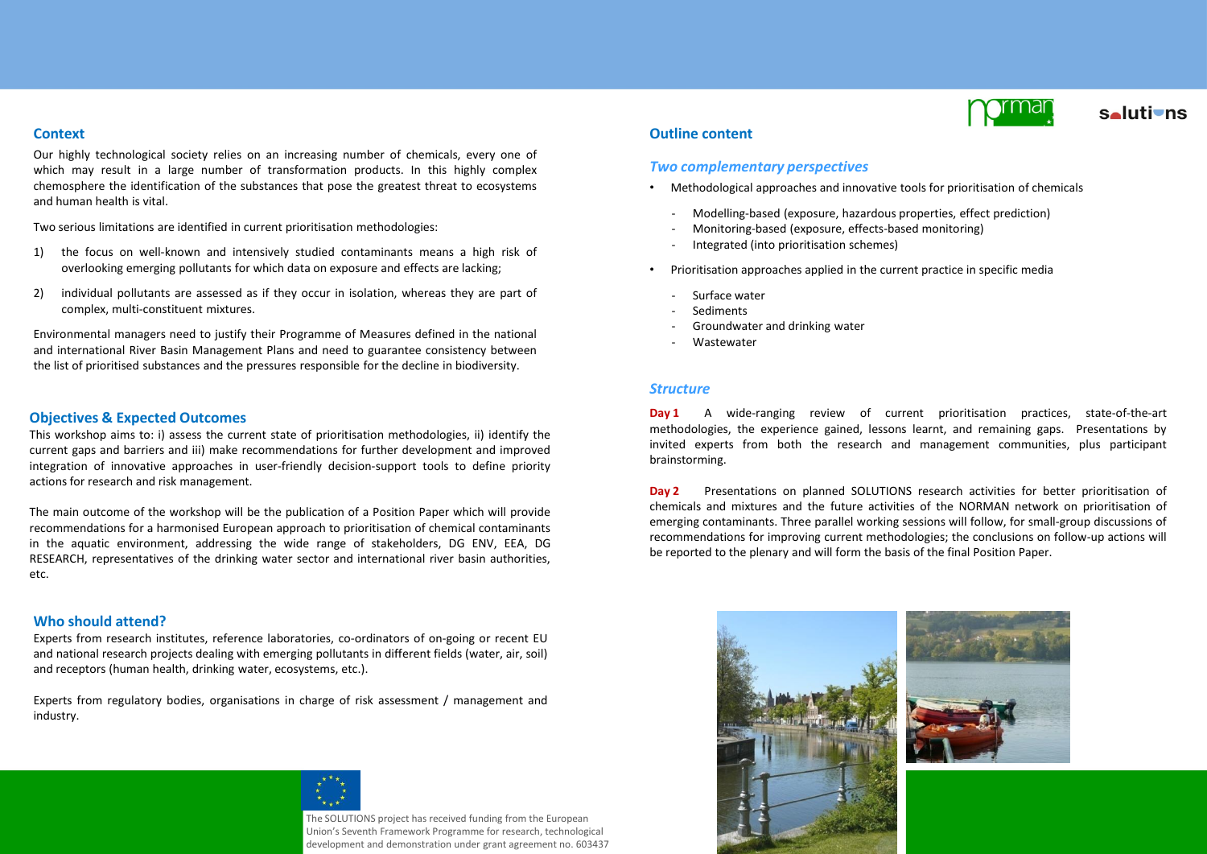## Context

Our highly technological society relies on an increasing number of chemicals, every one of which may result in a large number of transformation products. In this highly complex chemosphere the identification of the substances that pose the greatest threat to ecosystems and human health is vital.

Two serious limitations are identified in current prioritisation methodologies:

1) the focus on well-known and intensively studied contaminants means a high risk of overlooking emerging pollutants for which data on exposure and effects are lacking;
2) individual pollutants are assessed as if they occur in isolation, whereas they are part of complex, multi-constituent mixtures.

Environmental managers need to justify their Programme of Measures defined in the national and international River Basin Management Plans and need to guarantee consistency between the list of prioritised substances and the pressures responsible for the decline in biodiversity.

## Objectives & Expected Outcomes

This workshop aims to: i) assess the current state of prioritisation methodologies, ii) identify the current gaps and barriers and iii) make recommendations for further development and improved integration of innovative approaches in user-friendly decision-support tools to define priority actions for research and risk management.

The main outcome of the workshop will be the publication of a Position Paper which will provide recommendations for a harmonised European approach to prioritisation of chemical contaminants in the aquatic environment, addressing the wide range of stakeholders, DG ENV, EEA, DG RESEARCH, representatives of the drinking water sector and international river basin authorities, etc.

## Who should attend?

Experts from research institutes, reference laboratories, co-ordinators of on-going or recent EU and national research projects dealing with emerging pollutants in different fields (water, air, soil) and receptors (human health, drinking water, ecosystems, etc.).

Experts from regulatory bodies, organisations in charge of risk assessment / management and industry.

The SOLUTIONS project has received funding from the European Union's Seventh Framework Programme for research, technological development and demonstration under grant agreement no. 603437

## Outline content

### *Two complementary perspectives*

- Methodological approaches and innovative tools for prioritisation of chemicals
  - Modelling-based (exposure, hazardous properties, effect prediction)
  - Monitoring-based (exposure, effects-based monitoring)
  - Integrated (into prioritisation schemes)
- Prioritisation approaches applied in the current practice in specific media
  - Surface water
  - Sediments
  - Groundwater and drinking water
  - Wastewater

### *Structure*

**Day 1** A wide-ranging review of current prioritisation practices, state-of-the-art methodologies, the experience gained, lessons learnt, and remaining gaps. Presentations by invited experts from both the research and management communities, plus participant brainstorming.

**Day 2** Presentations on planned SOLUTIONS research activities for better prioritisation of chemicals and mixtures and the future activities of the NORMAN network on prioritisation of emerging contaminants. Three parallel working sessions will follow, for small-group discussions of recommendations for improving current methodologies; the conclusions on follow-up actions will be reported to the plenary and will form the basis of the final Position Paper.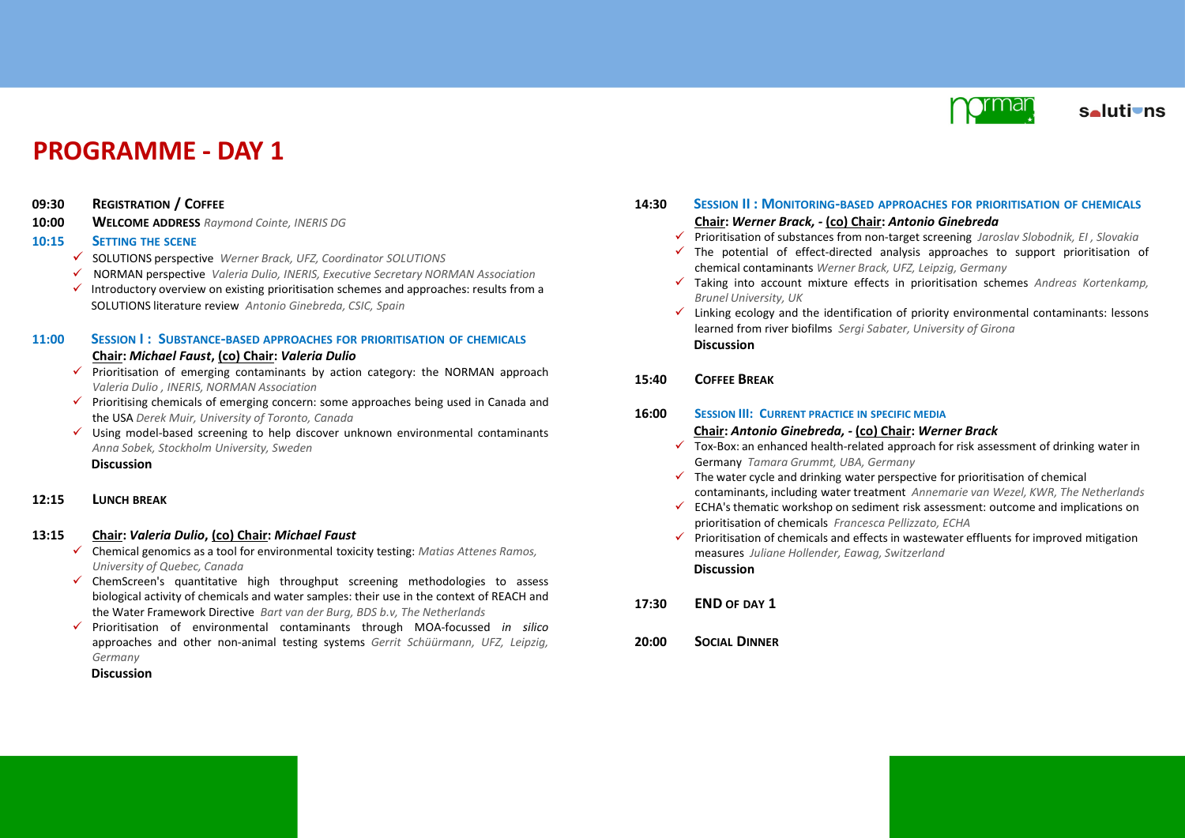# PROGRAMME - DAY 1

**09:30** **Registration / Coffee**

**10:00** **Welcome address** *Raymond Cointe, INERIS DG*

**10:15** **Setting the scene**

- SOLUTIONS perspective *Werner Brack, UFZ, Coordinator SOLUTIONS*
- NORMAN perspective *Valeria Dulio, INERIS, Executive Secretary NORMAN Association*
- Introductory overview on existing prioritisation schemes and approaches: results from a SOLUTIONS literature review *Antonio Ginebreda, CSIC, Spain*

**11:00** **Session I : Substance-based approaches for prioritisation of chemicals**

**Chair: *Michael Faust*, (co) Chair: *Valeria Dulio***

- Prioritisation of emerging contaminants by action category: the NORMAN approach *Valeria Dulio , INERIS, NORMAN Association*
- Prioritising chemicals of emerging concern: some approaches being used in Canada and the USA *Derek Muir, University of Toronto, Canada*
- Using model-based screening to help discover unknown environmental contaminants *Anna Sobek, Stockholm University, Sweden*

**Discussion**

**12:15** **Lunch break**

**13:15** **Chair: *Valeria Dulio*, (co) Chair: *Michael Faust***

- Chemical genomics as a tool for environmental toxicity testing: *Matias Attenes Ramos, University of Quebec, Canada*
- ChemScreen's quantitative high throughput screening methodologies to assess biological activity of chemicals and water samples: their use in the context of REACH and the Water Framework Directive *Bart van der Burg, BDS b.v, The Netherlands*
- Prioritisation of environmental contaminants through MOA-focussed *in silico* approaches and other non-animal testing systems *Gerrit Schüürmann, UFZ, Leipzig, Germany*

**Discussion**

**14:30** **Session II : Monitoring-based approaches for prioritisation of chemicals**

**Chair: *Werner Brack, -* (co) Chair: *Antonio Ginebreda***

- Prioritisation of substances from non-target screening *Jaroslav Slobodnik, EI , Slovakia*
- The potential of effect-directed analysis approaches to support prioritisation of chemical contaminants *Werner Brack, UFZ, Leipzig, Germany*
- Taking into account mixture effects in prioritisation schemes *Andreas Kortenkamp, Brunel University, UK*
- Linking ecology and the identification of priority environmental contaminants: lessons learned from river biofilms *Sergi Sabater, University of Girona*

**Discussion**

**15:40** **Coffee break**

**16:00** **Session III: Current practice in specific media**

**Chair: *Antonio Ginebreda, -* (co) Chair: *Werner Brack***

- Tox-Box: an enhanced health-related approach for risk assessment of drinking water in Germany *Tamara Grummt, UBA, Germany*
- The water cycle and drinking water perspective for prioritisation of chemical contaminants, including water treatment *Annemarie van Wezel, KWR, The Netherlands*
- ECHA's thematic workshop on sediment risk assessment: outcome and implications on prioritisation of chemicals *Francesca Pellizzato, ECHA*
- Prioritisation of chemicals and effects in wastewater effluents for improved mitigation measures *Juliane Hollender, Eawag, Switzerland*

**Discussion**

**17:30** **END of day 1**

**20:00** **Social Dinner**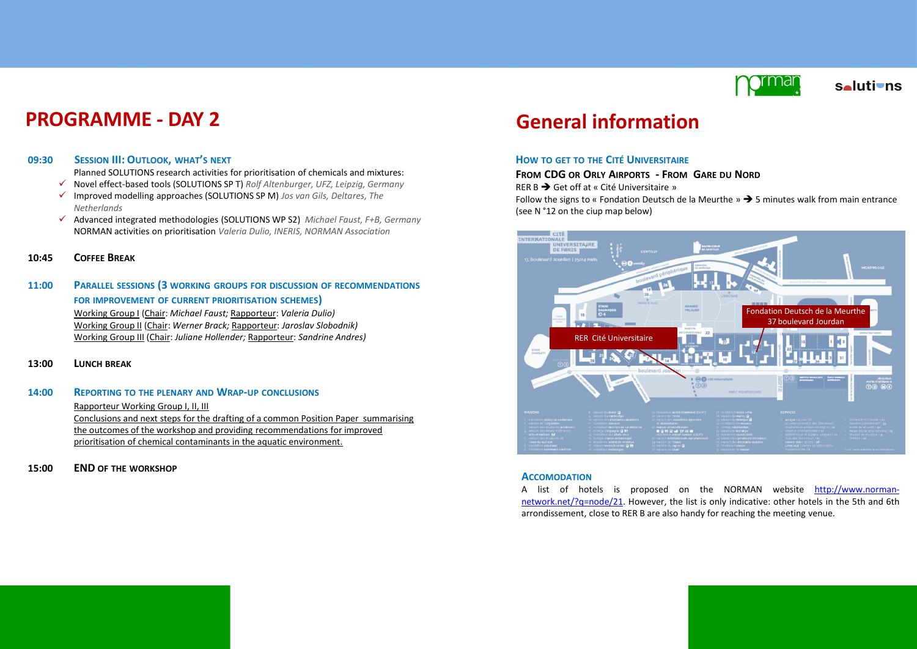# PROGRAMME - DAY 2

**09:30** **SESSION III: OUTLOOK, WHAT'S NEXT**

Planned SOLUTIONS research activities for prioritisation of chemicals and mixtures:

- ✓ Novel effect-based tools (SOLUTIONS SP T) *Rolf Altenburger, UFZ, Leipzig, Germany*
- ✓ Improved modelling approaches (SOLUTIONS SP M) *Jos van Gils, Deltares, The Netherlands*
- ✓ Advanced integrated methodologies (SOLUTIONS WP S2) *Michael Faust, F+B, Germany*

NORMAN activities on prioritisation *Valeria Dulio, INERIS, NORMAN Association*

**10:45** **COFFEE BREAK**

**11:00** **PARALLEL SESSIONS (3 WORKING GROUPS FOR DISCUSSION OF RECOMMENDATIONS FOR IMPROVEMENT OF CURRENT PRIORITISATION SCHEMES)**

Working Group I (Chair: *Michael Faust;* Rapporteur: *Valeria Dulio)*
Working Group II (Chair: *Werner Brack;* Rapporteur: *Jaroslav Slobodnik)*
Working Group III (Chair: *Juliane Hollender;* Rapporteur: *Sandrine Andres)*

**13:00** **LUNCH BREAK**

**14:00** **REPORTING TO THE PLENARY AND WRAP-UP CONCLUSIONS**

Rapporteur Working Group I, II, III

Conclusions and next steps for the drafting of a common Position Paper summarising the outcomes of the workshop and providing recommendations for improved prioritisation of chemical contaminants in the aquatic environment.

**15:00** **END OF THE WORKSHOP**

# General information

## HOW TO GET TO THE CITÉ UNIVERSITAIRE

**FROM CDG OR ORLY AIRPORTS - FROM GARE DU NORD**

RER B ➔ Get off at « Cité Universitaire »
Follow the signs to « Fondation Deutsch de la Meurthe » ➔ 5 minutes walk from main entrance (see N °12 on the ciup map below)

Fondation Deutsch de la Meurthe
37 boulevard Jourdan

RER Cité Universitaire

## ACCOMODATION

A list of hotels is proposed on the NORMAN website http://www.norman-network.net/?q=node/21. However, the list is only indicative: other hotels in the 5th and 6th arrondissement, close to RER B are also handy for reaching the meeting venue.